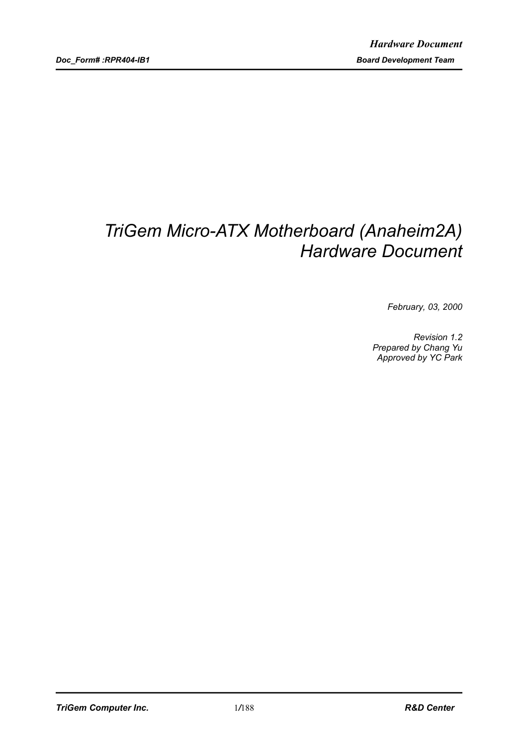# TriGem Micro-ATX Motherboard (Anaheim2A) Hardware Document

*February, 03, 2000*

*Revision 1.2*
*Prepared by Chang Yu*
*Approved by YC Park*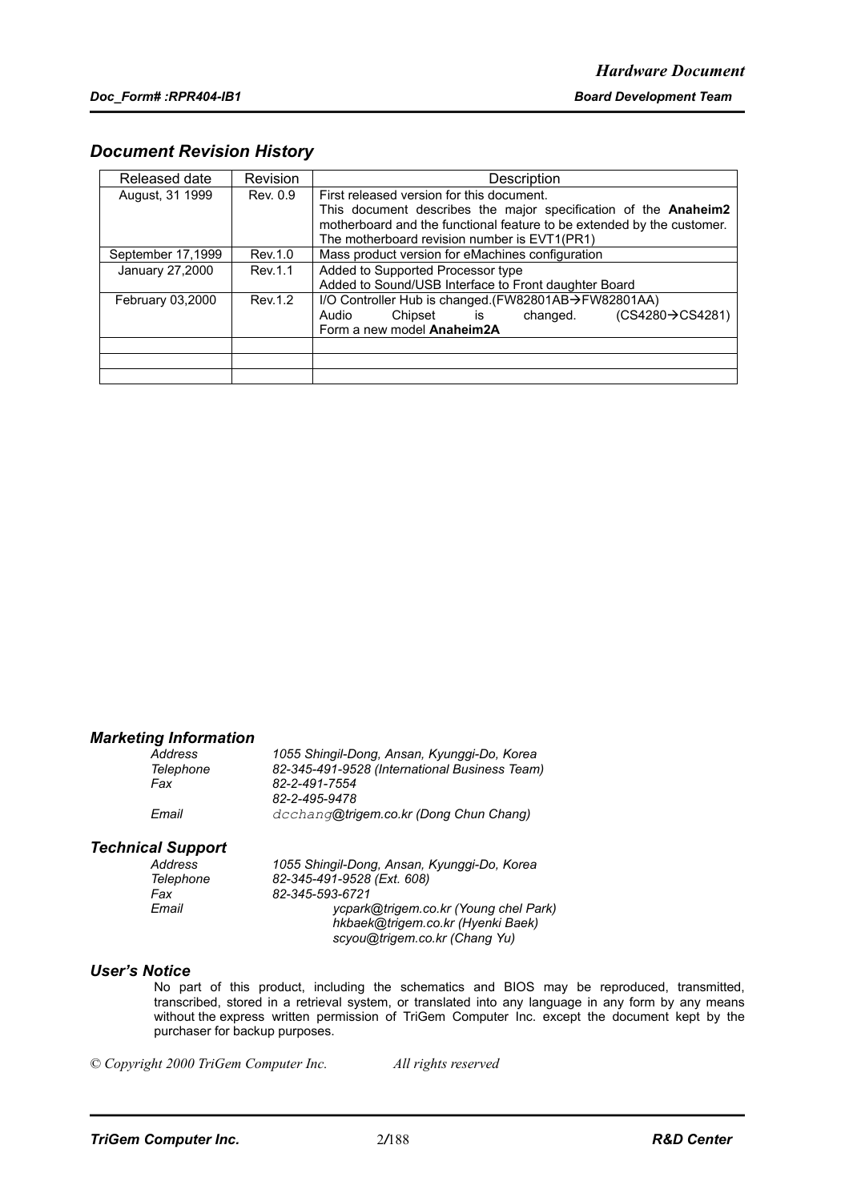## Document Revision History

| Released date | Revision | Description |
|---|---|---|
| August, 31 1999 | Rev. 0.9 | First released version for this document.<br>This document describes the major specification of the **Anaheim2** motherboard and the functional feature to be extended by the customer.<br>The motherboard revision number is EVT1(PR1) |
| September 17,1999 | Rev.1.0 | Mass product version for eMachines configuration |
| January 27,2000 | Rev.1.1 | Added to Supported Processor type<br>Added to Sound/USB Interface to Front daughter Board |
| February 03,2000 | Rev.1.2 | I/O Controller Hub is changed.(FW82801AB→FW82801AA)<br>Audio Chipset is changed. (CS4280→CS4281)<br>Form a new model **Anaheim2A** |
| | | |
| | | |
| | | |

### *Marketing Information*

| | |
|---|---|
| *Address* | *1055 Shingil-Dong, Ansan, Kyunggi-Do, Korea* |
| *Telephone* | *82-345-491-9528 (International Business Team)* |
| *Fax* | *82-2-491-7554*<br>*82-2-495-9478* |
| *Email* | *dcchang@trigem.co.kr (Dong Chun Chang)* |

### *Technical Support*

| | |
|---|---|
| *Address* | *1055 Shingil-Dong, Ansan, Kyunggi-Do, Korea* |
| *Telephone* | *82-345-491-9528 (Ext. 608)* |
| *Fax* | *82-345-593-6721* |
| *Email* | *ycpark@trigem.co.kr (Young chel Park)*<br>*hkbaek@trigem.co.kr (Hyenki Baek)*<br>*scyou@trigem.co.kr (Chang Yu)* |

### *User's Notice*

No part of this product, including the schematics and BIOS may be reproduced, transmitted, transcribed, stored in a retrieval system, or translated into any language in any form by any means without the express written permission of TriGem Computer Inc. except the document kept by the purchaser for backup purposes.

*© Copyright 2000 TriGem Computer Inc. All rights reserved*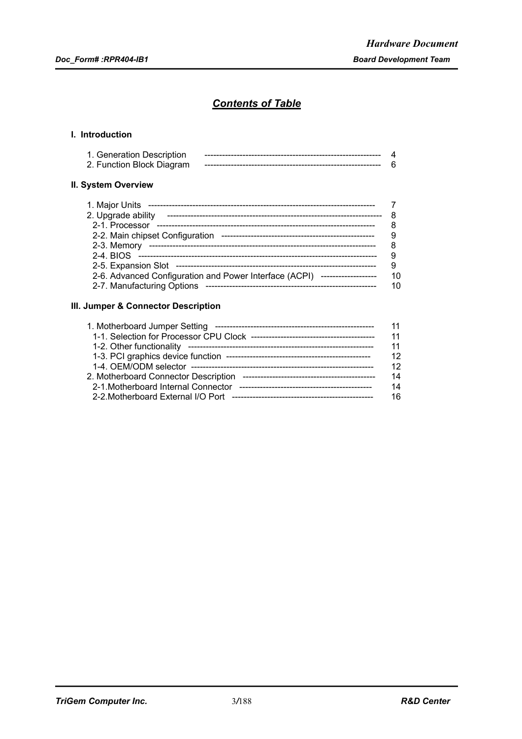# *Contents of Table*

## I. Introduction

| | |
|---|---|
| 1. Generation Description | 4 |
| 2. Function Block Diagram | 6 |

## II. System Overview

| | |
|---|---|
| 1. Major Units | 7 |
| 2. Upgrade ability | 8 |
| 2-1. Processor | 8 |
| 2-2. Main chipset Configuration | 9 |
| 2-3. Memory | 8 |
| 2-4. BIOS | 9 |
| 2-5. Expansion Slot | 9 |
| 2-6. Advanced Configuration and Power Interface (ACPI) | 10 |
| 2-7. Manufacturing Options | 10 |

## III. Jumper & Connector Description

| | |
|---|---|
| 1. Motherboard Jumper Setting | 11 |
| 1-1. Selection for Processor CPU Clock | 11 |
| 1-2. Other functionality | 11 |
| 1-3. PCI graphics device function | 12 |
| 1-4. OEM/ODM selector | 12 |
| 2. Motherboard Connector Description | 14 |
| 2-1.Motherboard Internal Connector | 14 |
| 2-2.Motherboard External I/O Port | 16 |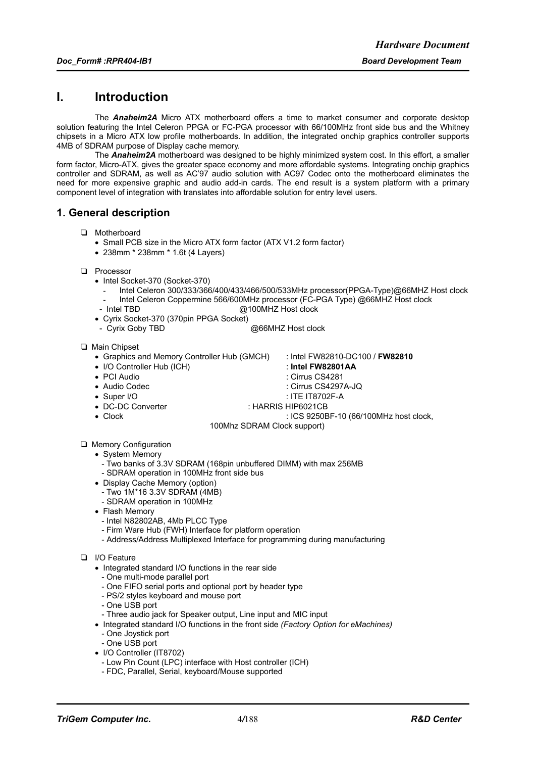# I. Introduction

The ***Anaheim2A*** Micro ATX motherboard offers a time to market consumer and corporate desktop solution featuring the Intel Celeron PPGA or FC-PGA processor with 66/100MHz front side bus and the Whitney chipsets in a Micro ATX low profile motherboards. In addition, the integrated onchip graphics controller supports 4MB of SDRAM purpose of Display cache memory.

The ***Anaheim2A*** motherboard was designed to be highly minimized system cost. In this effort, a smaller form factor, Micro-ATX, gives the greater space economy and more affordable systems. Integrating onchip graphics controller and SDRAM, as well as AC'97 audio solution with AC97 Codec onto the motherboard eliminates the need for more expensive graphic and audio add-in cards. The end result is a system platform with a primary component level of integration with translates into affordable solution for entry level users.

## 1. General description

- Motherboard
  - Small PCB size in the Micro ATX form factor (ATX V1.2 form factor)
  - 238mm * 238mm * 1.6t (4 Layers)

- Processor
  - Intel Socket-370 (Socket-370)
    - Intel Celeron 300/333/366/400/433/466/500/533MHz processor(PPGA-Type)@66MHZ Host clock
    - Intel Celeron Coppermine 566/600MHz processor (FC-PGA Type) @66MHZ Host clock
    - Intel TBD @100MHZ Host clock
  - Cyrix Socket-370 (370pin PPGA Socket)
    - Cyrix Goby TBD @66MHZ Host clock

- Main Chipset
  - Graphics and Memory Controller Hub (GMCH) : Intel FW82810-DC100 / **FW82810**
  - I/O Controller Hub (ICH) : **Intel FW82801AA**
  - PCI Audio : Cirrus CS4281
  - Audio Codec : Cirrus CS4297A-JQ
  - Super I/O : ITE IT8702F-A
  - DC-DC Converter : HARRIS HIP6021CB
  - Clock : ICS 9250BF-10 (66/100MHz host clock, 100Mhz SDRAM Clock support)

- Memory Configuration
  - System Memory
    - Two banks of 3.3V SDRAM (168pin unbuffered DIMM) with max 256MB
    - SDRAM operation in 100MHz front side bus
  - Display Cache Memory (option)
    - Two 1M*16 3.3V SDRAM (4MB)
    - SDRAM operation in 100MHz
  - Flash Memory
    - Intel N82802AB, 4Mb PLCC Type
    - Firm Ware Hub (FWH) Interface for platform operation
    - Address/Address Multiplexed Interface for programming during manufacturing

- I/O Feature
  - Integrated standard I/O functions in the rear side
    - One multi-mode parallel port
    - One FIFO serial ports and optional port by header type
    - PS/2 styles keyboard and mouse port
    - One USB port
    - Three audio jack for Speaker output, Line input and MIC input
  - Integrated standard I/O functions in the front side *(Factory Option for eMachines)*
    - One Joystick port
    - One USB port
  - I/O Controller (IT8702)
    - Low Pin Count (LPC) interface with Host controller (ICH)
    - FDC, Parallel, Serial, keyboard/Mouse supported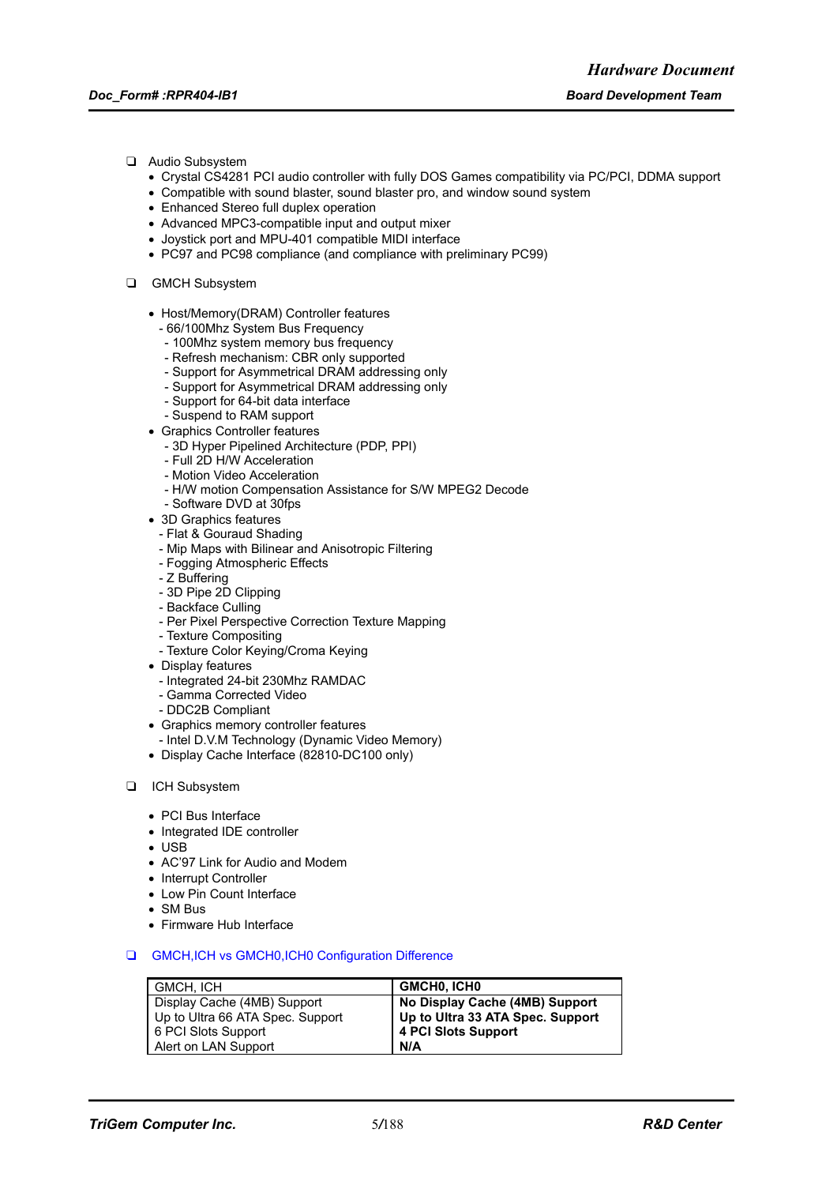- Audio Subsystem
  - Crystal CS4281 PCI audio controller with fully DOS Games compatibility via PC/PCI, DDMA support
  - Compatible with sound blaster, sound blaster pro, and window sound system
  - Enhanced Stereo full duplex operation
  - Advanced MPC3-compatible input and output mixer
  - Joystick port and MPU-401 compatible MIDI interface
  - PC97 and PC98 compliance (and compliance with preliminary PC99)

- GMCH Subsystem

  - Host/Memory(DRAM) Controller features
    - 66/100Mhz System Bus Frequency
    - 100Mhz system memory bus frequency
    - Refresh mechanism: CBR only supported
    - Support for Asymmetrical DRAM addressing only
    - Support for Asymmetrical DRAM addressing only
    - Support for 64-bit data interface
    - Suspend to RAM support
  - Graphics Controller features
    - 3D Hyper Pipelined Architecture (PDP, PPI)
    - Full 2D H/W Acceleration
    - Motion Video Acceleration
    - H/W motion Compensation Assistance for S/W MPEG2 Decode
    - Software DVD at 30fps
  - 3D Graphics features
    - Flat & Gouraud Shading
    - Mip Maps with Bilinear and Anisotropic Filtering
    - Fogging Atmospheric Effects
    - Z Buffering
    - 3D Pipe 2D Clipping
    - Backface Culling
    - Per Pixel Perspective Correction Texture Mapping
    - Texture Compositing
    - Texture Color Keying/Croma Keying
  - Display features
    - Integrated 24-bit 230Mhz RAMDAC
    - Gamma Corrected Video
    - DDC2B Compliant
  - Graphics memory controller features
    - Intel D.V.M Technology (Dynamic Video Memory)
  - Display Cache Interface (82810-DC100 only)

- ICH Subsystem

  - PCI Bus Interface
  - Integrated IDE controller
  - USB
  - AC'97 Link for Audio and Modem
  - Interrupt Controller
  - Low Pin Count Interface
  - SM Bus
  - Firmware Hub Interface

- GMCH,ICH vs GMCH0,ICH0 Configuration Difference

| GMCH, ICH | **GMCH0, ICH0** |
|---|---|
| Display Cache (4MB) Support | **No Display Cache (4MB) Support** |
| Up to Ultra 66 ATA Spec. Support | **Up to Ultra 33 ATA Spec. Support** |
| 6 PCI Slots Support | **4 PCI Slots Support** |
| Alert on LAN Support | **N/A** |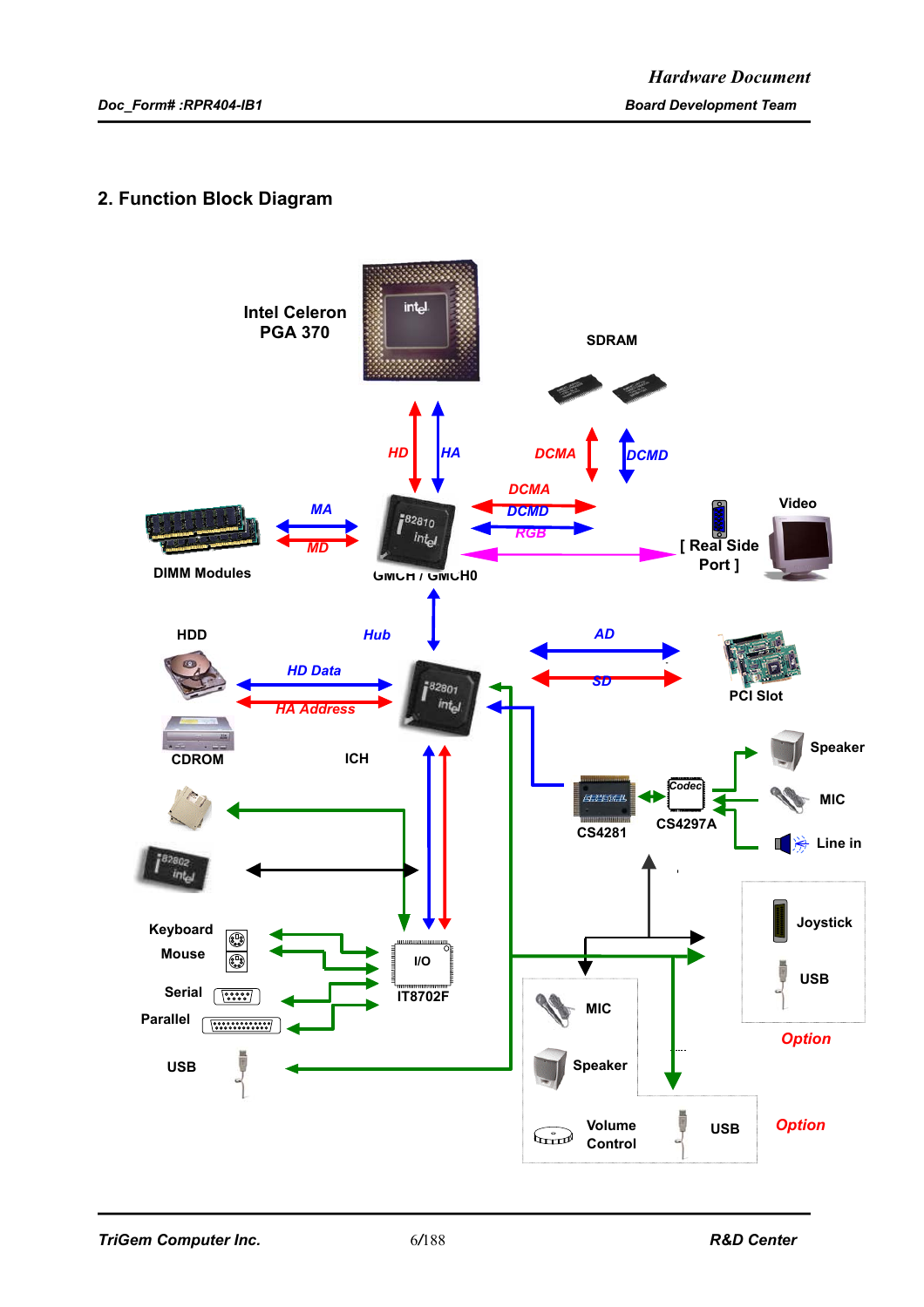## 2. Function Block Diagram

Intel Celeron PGA 370

SDRAM

HD HA

DCMA DCMD

MA MD

DCMA DCMD RGB

[ Real Side Port ]

Video

DIMM Modules

GMCH / GMCH0

HDD

Hub

AD

SD

PCI Slot

HD Data

HA Address

CDROM

ICH

Speaker

MIC

Line in

CS4281

CS4297A

Keyboard

Mouse

Serial

Parallel

USB

I/O IT8702F

Joystick

USB

*Option*

MIC

Speaker

Volume Control

USB

*Option*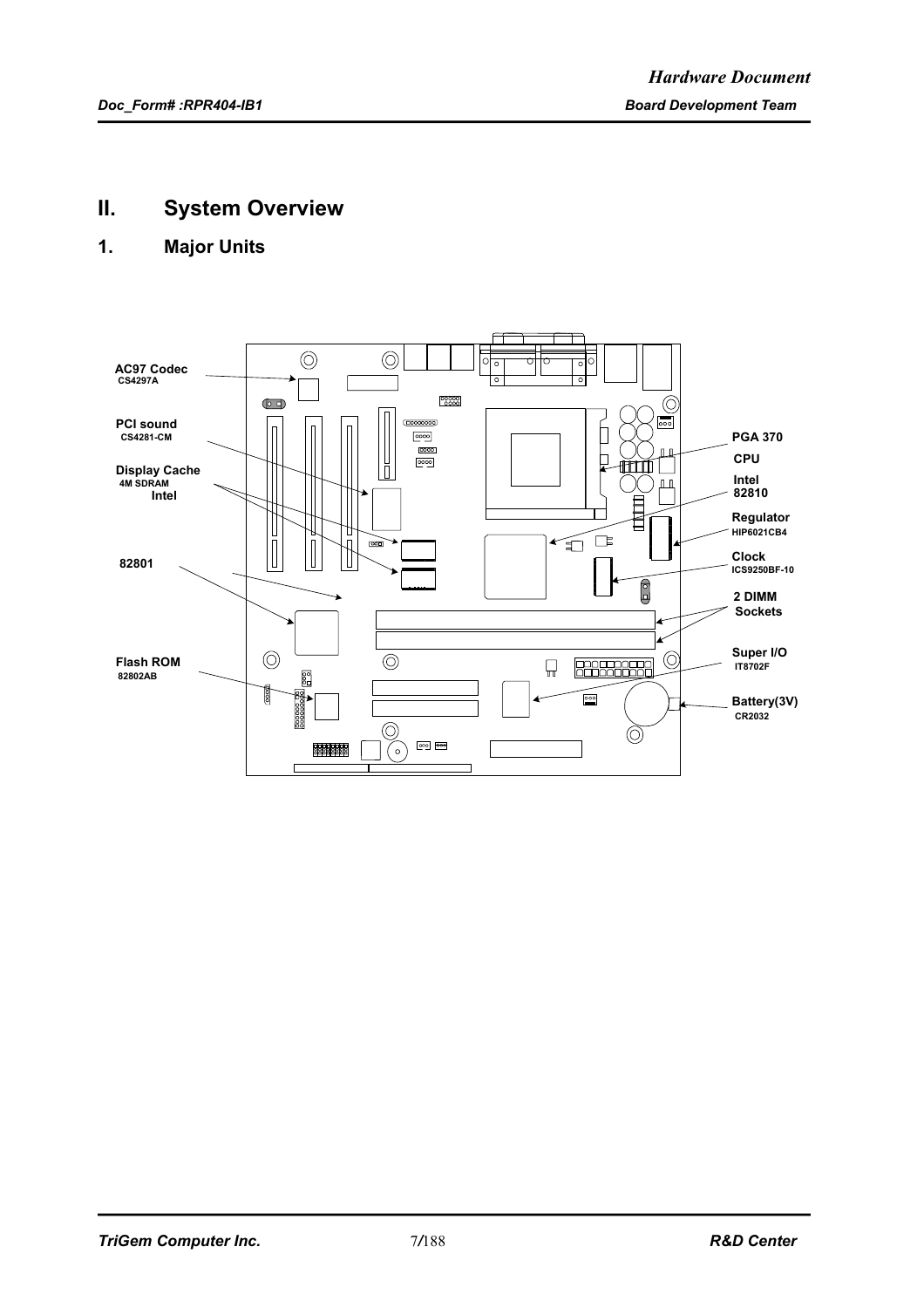# II. System Overview

## 1. Major Units

AC97 Codec
CS4297A

PCI sound
CS4281-CM

Display Cache
4M SDRAM
Intel

82801

Flash ROM
82802AB

PGA 370
CPU

Intel
82810

Regulator
HIP6021CB4

Clock
ICS9250BF-10

2 DIMM
Sockets

Super I/O
IT8702F

Battery(3V)
CR2032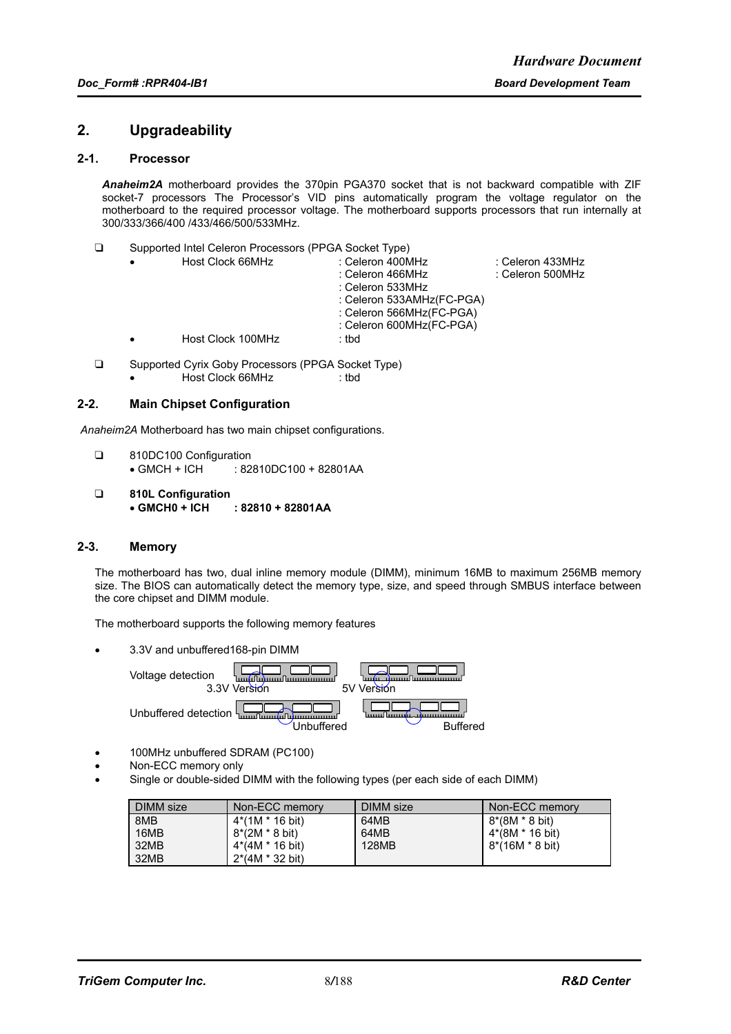## 2. Upgradeability

### 2-1. Processor

***Anaheim2A*** motherboard provides the 370pin PGA370 socket that is not backward compatible with ZIF socket-7 processors The Processor's VID pins automatically program the voltage regulator on the motherboard to the required processor voltage. The motherboard supports processors that run internally at 300/333/366/400 /433/466/500/533MHz.

- Supported Intel Celeron Processors (PPGA Socket Type)
  - Host Clock 66MHz : Celeron 400MHz : Celeron 433MHz
    : Celeron 466MHz : Celeron 500MHz
    : Celeron 533MHz
    : Celeron 533AMHz(FC-PGA)
    : Celeron 566MHz(FC-PGA)
    : Celeron 600MHz(FC-PGA)
  - Host Clock 100MHz : tbd

- Supported Cyrix Goby Processors (PPGA Socket Type)
  - Host Clock 66MHz : tbd

### 2-2. Main Chipset Configuration

*Anaheim2A* Motherboard has two main chipset configurations.

- 810DC100 Configuration
  - GMCH + ICH : 82810DC100 + 82801AA

- **810L Configuration**
  - **GMCH0 + ICH : 82810 + 82801AA**

### 2-3. Memory

The motherboard has two, dual inline memory module (DIMM), minimum 16MB to maximum 256MB memory size. The BIOS can automatically detect the memory type, size, and speed through SMBUS interface between the core chipset and DIMM module.

The motherboard supports the following memory features

- 3.3V and unbuffered168-pin DIMM

  Voltage detection: 3.3V Version / 5V Version

  Unbuffered detection: Unbuffered / Buffered

- 100MHz unbuffered SDRAM (PC100)
- Non-ECC memory only
- Single or double-sided DIMM with the following types (per each side of each DIMM)

| DIMM size | Non-ECC memory | DIMM size | Non-ECC memory |
|---|---|---|---|
| 8MB | 4*(1M * 16 bit) | 64MB | 8*(8M * 8 bit) |
| 16MB | 8*(2M * 8 bit) | 64MB | 4*(8M * 16 bit) |
| 32MB | 4*(4M * 16 bit) | 128MB | 8*(16M * 8 bit) |
| 32MB | 2*(4M * 32 bit) | | |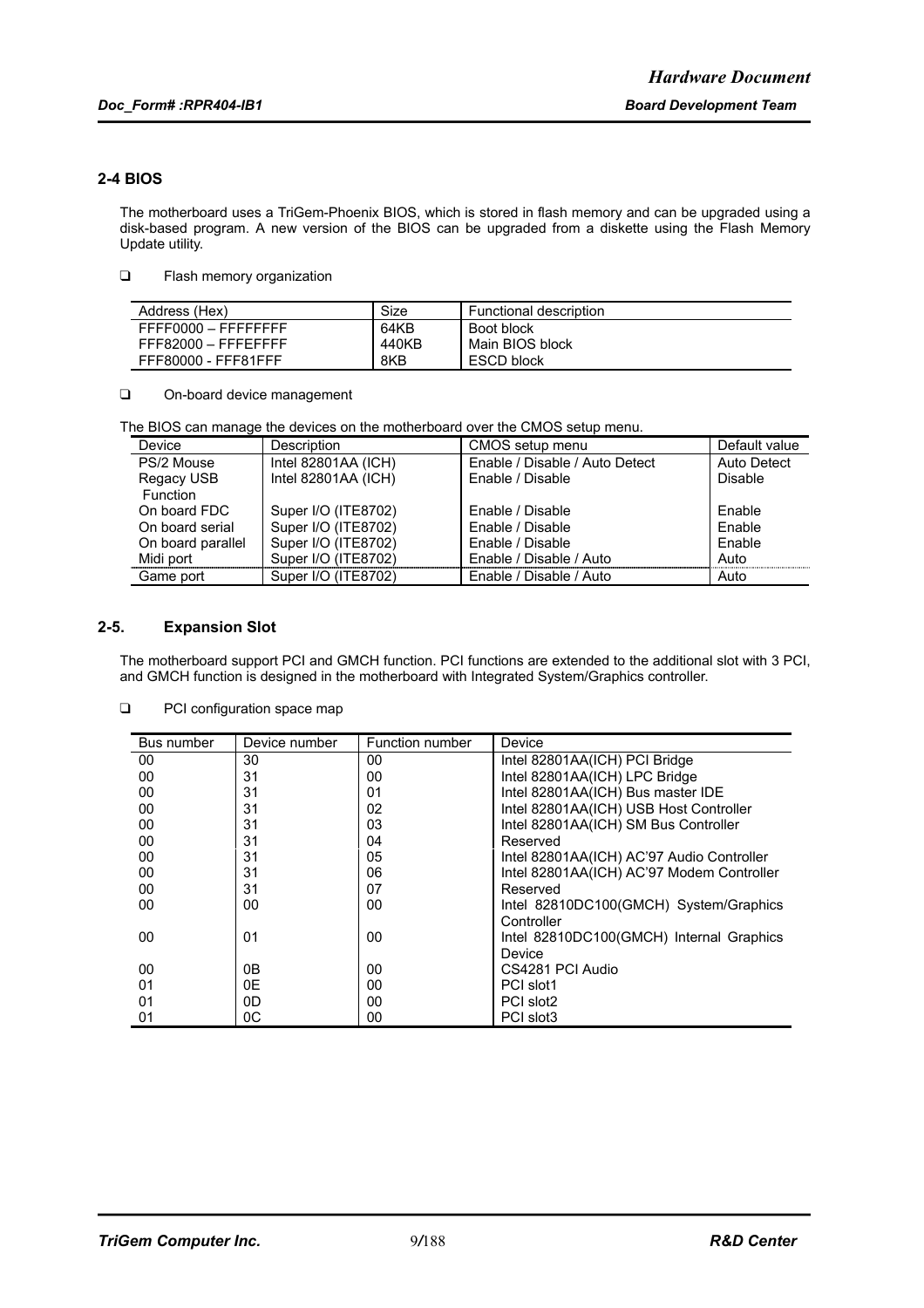## 2-4 BIOS

The motherboard uses a TriGem-Phoenix BIOS, which is stored in flash memory and can be upgraded using a disk-based program. A new version of the BIOS can be upgraded from a diskette using the Flash Memory Update utility.

- Flash memory organization

| Address (Hex) | Size | Functional description |
|---|---|---|
| FFFF0000 – FFFFFFFF | 64KB | Boot block |
| FFF82000 – FFFEFFFF | 440KB | Main BIOS block |
| FFF80000 - FFF81FFF | 8KB | ESCD block |

- On-board device management

The BIOS can manage the devices on the motherboard over the CMOS setup menu.

| Device | Description | CMOS setup menu | Default value |
|---|---|---|---|
| PS/2 Mouse | Intel 82801AA (ICH) | Enable / Disable / Auto Detect | Auto Detect |
| Regacy USB Function | Intel 82801AA (ICH) | Enable / Disable | Disable |
| On board FDC | Super I/O (ITE8702) | Enable / Disable | Enable |
| On board serial | Super I/O (ITE8702) | Enable / Disable | Enable |
| On board parallel | Super I/O (ITE8702) | Enable / Disable | Enable |
| Midi port | Super I/O (ITE8702) | Enable / Disable / Auto | Auto |
| Game port | Super I/O (ITE8702) | Enable / Disable / Auto | Auto |

## 2-5. Expansion Slot

The motherboard support PCI and GMCH function. PCI functions are extended to the additional slot with 3 PCI, and GMCH function is designed in the motherboard with Integrated System/Graphics controller.

- PCI configuration space map

| Bus number | Device number | Function number | Device |
|---|---|---|---|
| 00 | 30 | 00 | Intel 82801AA(ICH) PCI Bridge |
| 00 | 31 | 00 | Intel 82801AA(ICH) LPC Bridge |
| 00 | 31 | 01 | Intel 82801AA(ICH) Bus master IDE |
| 00 | 31 | 02 | Intel 82801AA(ICH) USB Host Controller |
| 00 | 31 | 03 | Intel 82801AA(ICH) SM Bus Controller |
| 00 | 31 | 04 | Reserved |
| 00 | 31 | 05 | Intel 82801AA(ICH) AC'97 Audio Controller |
| 00 | 31 | 06 | Intel 82801AA(ICH) AC'97 Modem Controller |
| 00 | 31 | 07 | Reserved |
| 00 | 00 | 00 | Intel 82810DC100(GMCH) System/Graphics Controller |
| 00 | 01 | 00 | Intel 82810DC100(GMCH) Internal Graphics Device |
| 00 | 0B | 00 | CS4281 PCI Audio |
| 01 | 0E | 00 | PCI slot1 |
| 01 | 0D | 00 | PCI slot2 |
| 01 | 0C | 00 | PCI slot3 |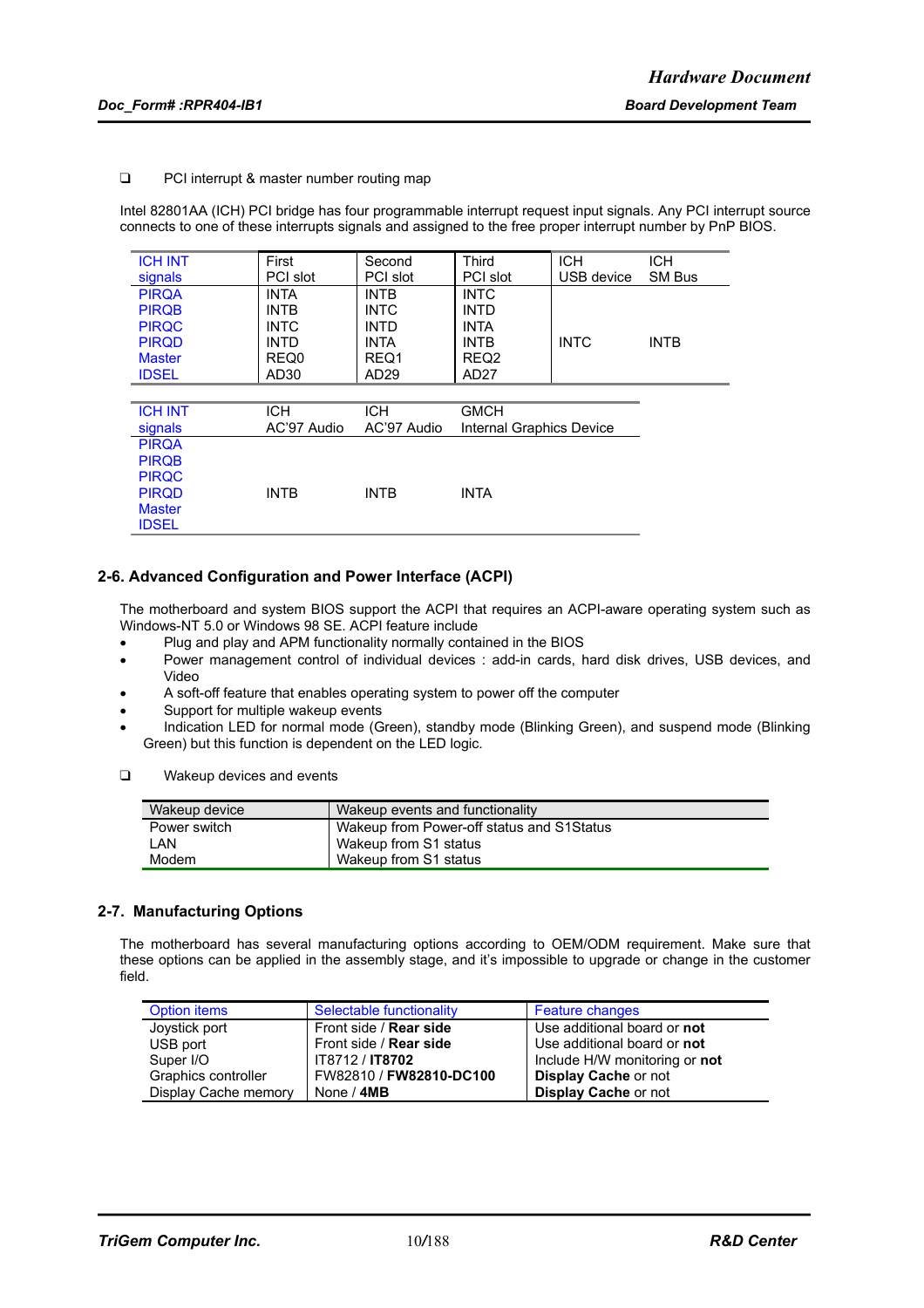❑ PCI interrupt & master number routing map

Intel 82801AA (ICH) PCI bridge has four programmable interrupt request input signals. Any PCI interrupt source connects to one of these interrupts signals and assigned to the free proper interrupt number by PnP BIOS.

| ICH INT signals | First PCI slot | Second PCI slot | Third PCI slot | ICH USB device | ICH SM Bus |
|---|---|---|---|---|---|
| PIRQA | INTA | INTB | INTC | | |
| PIRQB | INTB | INTC | INTD | | |
| PIRQC | INTC | INTD | INTA | | |
| PIRQD | INTD | INTA | INTB | INTC | INTB |
| Master | REQ0 | REQ1 | REQ2 | | |
| IDSEL | AD30 | AD29 | AD27 | | |

| ICH INT signals | ICH AC'97 Audio | ICH AC'97 Audio | GMCH Internal Graphics Device |
|---|---|---|---|
| PIRQA | | | |
| PIRQB | | | |
| PIRQC | | | |
| PIRQD | INTB | INTB | INTA |
| Master | | | |
| IDSEL | | | |

## 2-6. Advanced Configuration and Power Interface (ACPI)

The motherboard and system BIOS support the ACPI that requires an ACPI-aware operating system such as Windows-NT 5.0 or Windows 98 SE. ACPI feature include

- Plug and play and APM functionality normally contained in the BIOS
- Power management control of individual devices : add-in cards, hard disk drives, USB devices, and Video
- A soft-off feature that enables operating system to power off the computer
- Support for multiple wakeup events
- Indication LED for normal mode (Green), standby mode (Blinking Green), and suspend mode (Blinking Green) but this function is dependent on the LED logic.

❑ Wakeup devices and events

| Wakeup device | Wakeup events and functionality |
|---|---|
| Power switch | Wakeup from Power-off status and S1Status |
| LAN | Wakeup from S1 status |
| Modem | Wakeup from S1 status |

## 2-7. Manufacturing Options

The motherboard has several manufacturing options according to OEM/ODM requirement. Make sure that these options can be applied in the assembly stage, and it's impossible to upgrade or change in the customer field.

| Option items | Selectable functionality | Feature changes |
|---|---|---|
| Joystick port | Front side / **Rear side** | Use additional board or **not** |
| USB port | Front side / **Rear side** | Use additional board or **not** |
| Super I/O | IT8712 / **IT8702** | Include H/W monitoring or **not** |
| Graphics controller | FW82810 / **FW82810-DC100** | **Display Cache** or not |
| Display Cache memory | None / **4MB** | **Display Cache** or not |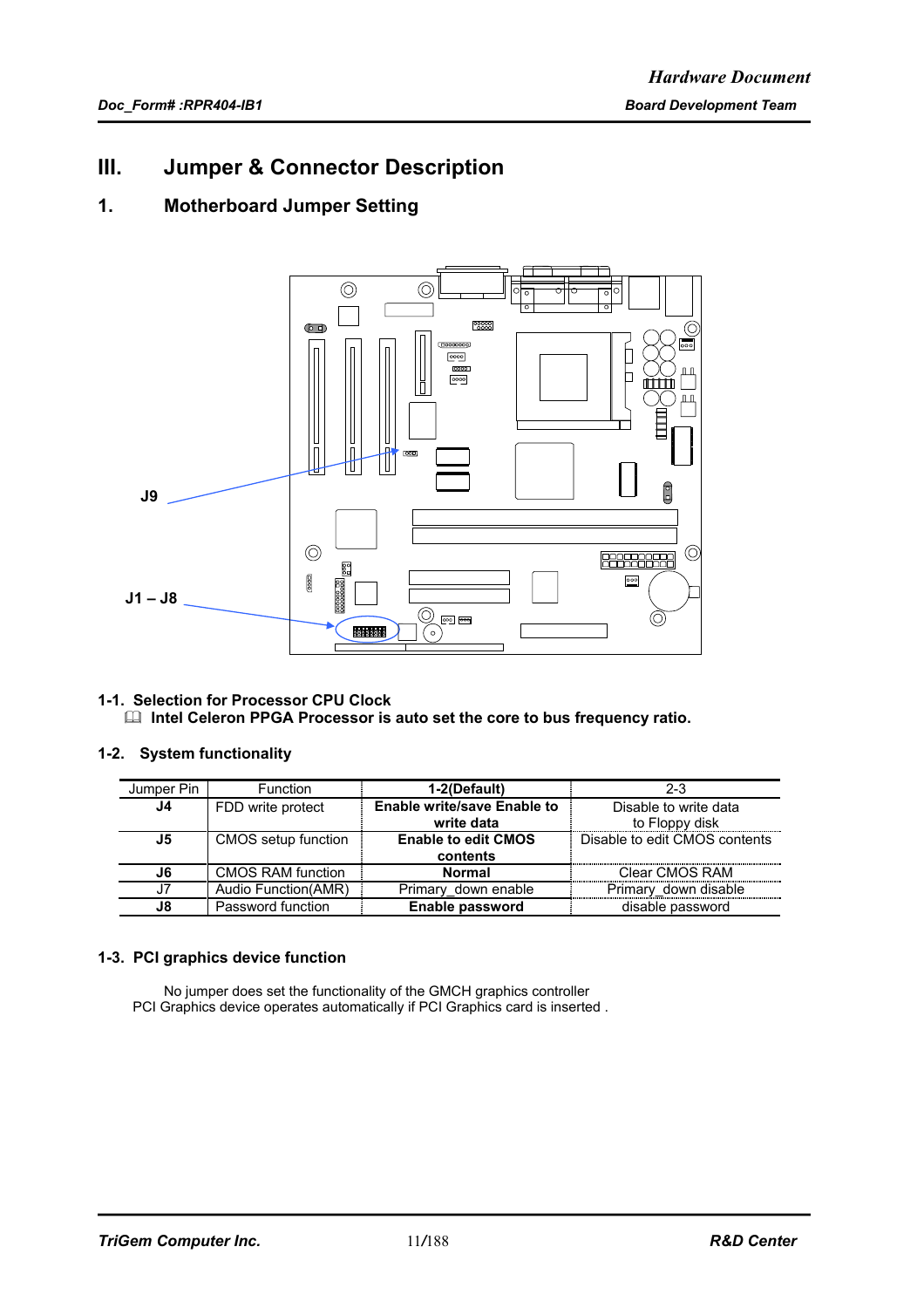# III. Jumper & Connector Description

## 1. Motherboard Jumper Setting

J9

J1 – J8

### 1-1. Selection for Processor CPU Clock

📖 **Intel Celeron PPGA Processor is auto set the core to bus frequency ratio.**

### 1-2. System functionality

| Jumper Pin | Function | 1-2(Default) | 2-3 |
|---|---|---|---|
| **J4** | FDD write protect | **Enable write/save Enable to write data** | Disable to write data to Floppy disk |
| **J5** | CMOS setup function | **Enable to edit CMOS contents** | Disable to edit CMOS contents |
| **J6** | CMOS RAM function | **Normal** | Clear CMOS RAM |
| J7 | Audio Function(AMR) | Primary_down enable | Primary_down disable |
| **J8** | Password function | **Enable password** | disable password |

### 1-3. PCI graphics device function

No jumper does set the functionality of the GMCH graphics controller
PCI Graphics device operates automatically if PCI Graphics card is inserted .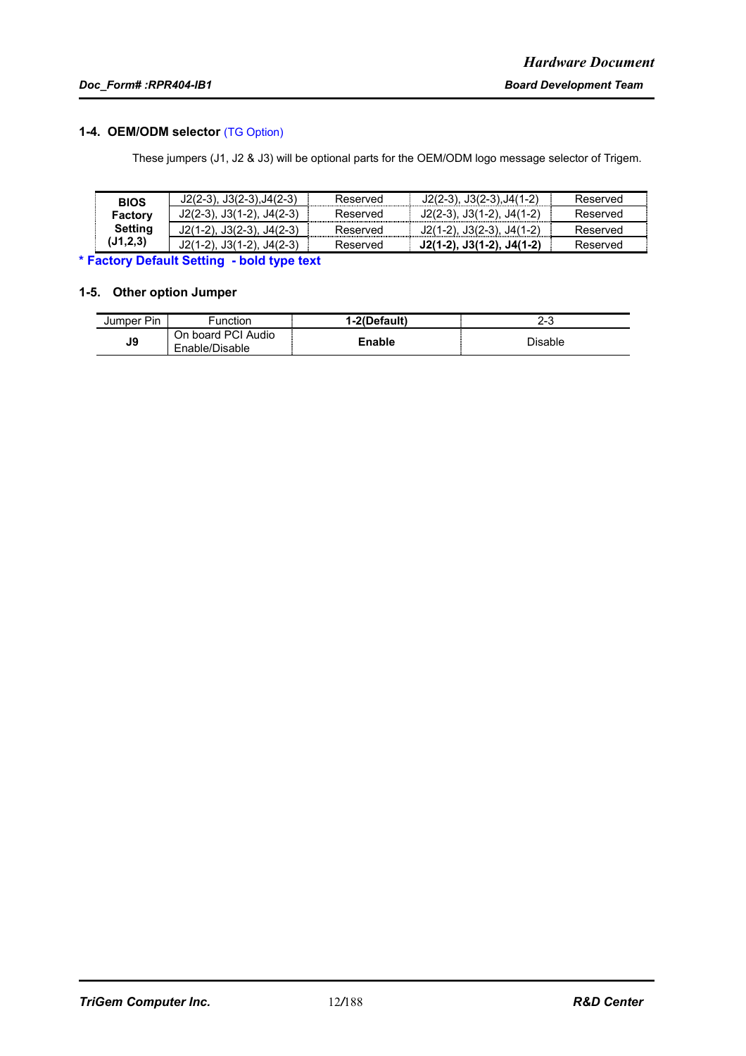### 1-4. OEM/ODM selector (TG Option)

These jumpers (J1, J2 & J3) will be optional parts for the OEM/ODM logo message selector of Trigem.

| BIOS Factory Setting (J1,2,3) | | | | |
|---|---|---|---|---|
| | J2(2-3), J3(2-3),J4(2-3) | Reserved | J2(2-3), J3(2-3),J4(1-2) | Reserved |
| | J2(2-3), J3(1-2), J4(2-3) | Reserved | J2(2-3), J3(1-2), J4(1-2) | Reserved |
| | J2(1-2), J3(2-3), J4(2-3) | Reserved | J2(1-2), J3(2-3), J4(1-2) | Reserved |
| | J2(1-2), J3(1-2), J4(2-3) | Reserved | **J2(1-2), J3(1-2), J4(1-2)** | Reserved |

**\* Factory Default Setting - bold type text**

### 1-5. Other option Jumper

| Jumper Pin | Function | **1-2(Default)** | 2-3 |
|---|---|---|---|
| **J9** | On board PCI Audio Enable/Disable | **Enable** | Disable |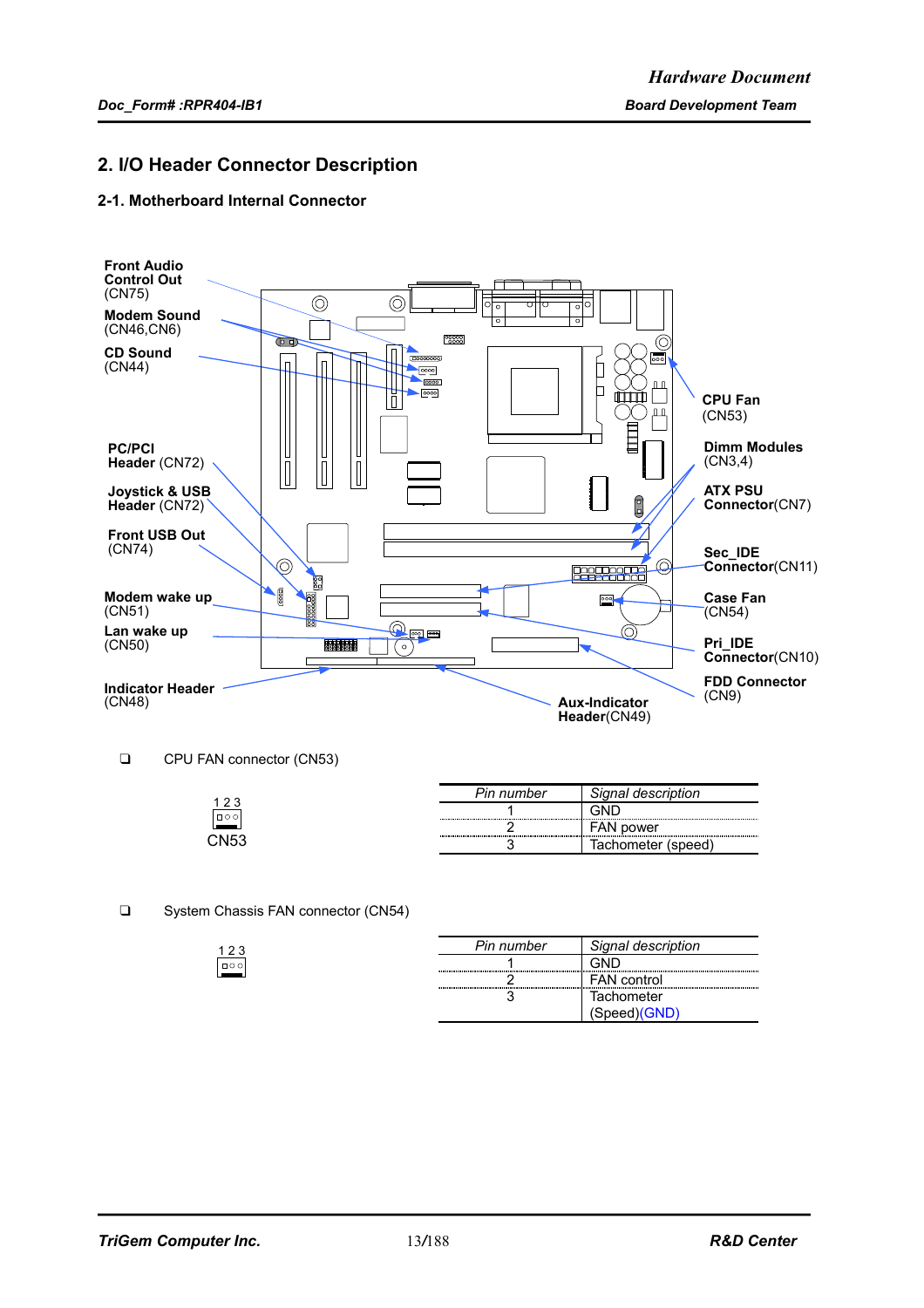## 2. I/O Header Connector Description

### 2-1. Motherboard Internal Connector

**Front Audio Control Out** (CN75)

**Modem Sound** (CN46,CN6)

**CD Sound** (CN44)

**PC/PCI Header** (CN72)

**Joystick & USB Header** (CN72)

**Front USB Out** (CN74)

**Modem wake up** (CN51)

**Lan wake up** (CN50)

**Indicator Header** (CN48)

**CPU Fan** (CN53)

**Dimm Modules** (CN3,4)

**ATX PSU Connector**(CN7)

**Sec_IDE Connector**(CN11)

**Case Fan** (CN54)

**Pri_IDE Connector**(CN10)

**FDD Connector** (CN9)

**Aux-Indicator Header**(CN49)

- CPU FAN connector (CN53)

1 2 3

CN53

| *Pin number* | *Signal description* |
|---|---|
| 1 | GND |
| 2 | FAN power |
| 3 | Tachometer (speed) |

- System Chassis FAN connector (CN54)

1 2 3

| *Pin number* | *Signal description* |
|---|---|
| 1 | GND |
| 2 | FAN control |
| 3 | Tachometer (Speed)(GND) |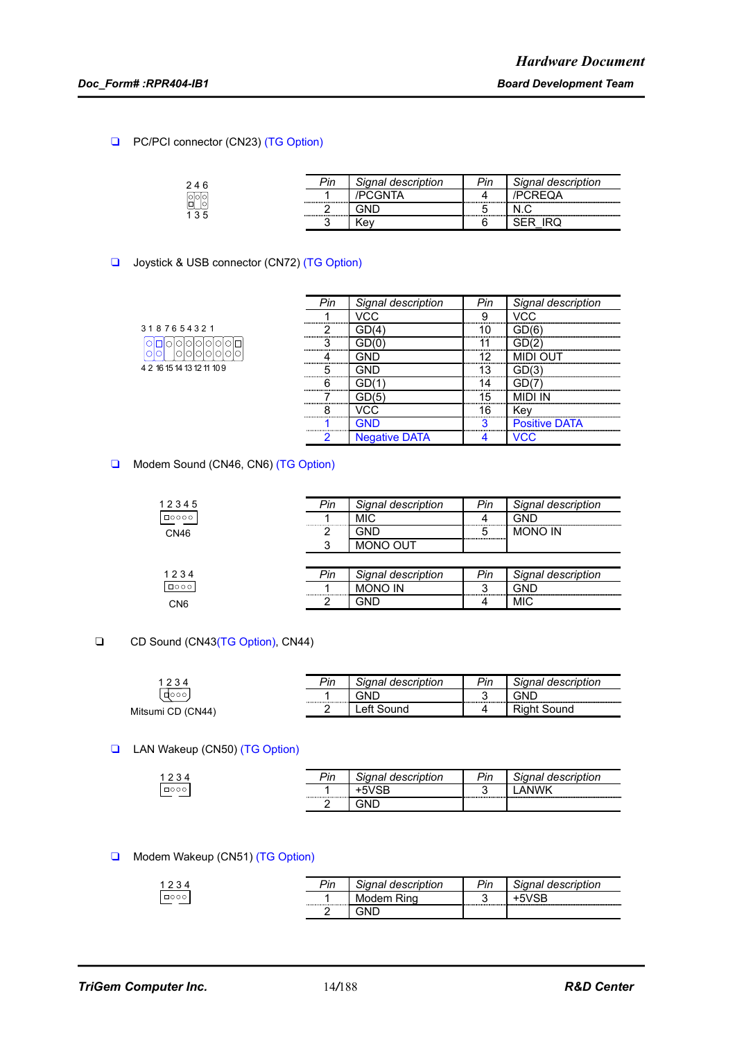- ❑ PC/PCI connector (CN23) (TG Option)

```
2 4 6
1 3 5
```

| Pin | Signal description | Pin | Signal description |
|---|---|---|---|
| 1 | /PCGNTA | 4 | /PCREQA |
| 2 | GND | 5 | N.C |
| 3 | Key | 6 | SER_IRQ |

- ❑ Joystick & USB connector (CN72) (TG Option)

```
3 1 8 7 6 5 4 3 2 1
4 2 16 15 14 13 12 11 10 9
```

| Pin | Signal description | Pin | Signal description |
|---|---|---|---|
| 1 | VCC | 9 | VCC |
| 2 | GD(4) | 10 | GD(6) |
| 3 | GD(0) | 11 | GD(2) |
| 4 | GND | 12 | MIDI OUT |
| 5 | GND | 13 | GD(3) |
| 6 | GD(1) | 14 | GD(7) |
| 7 | GD(5) | 15 | MIDI IN |
| 8 | VCC | 16 | Key |
| 1 | GND | 3 | Positive DATA |
| 2 | Negative DATA | 4 | VCC |

- ❑ Modem Sound (CN46, CN6) (TG Option)

```
1 2 3 4 5
CN46
```

| Pin | Signal description | Pin | Signal description |
|---|---|---|---|
| 1 | MIC | 4 | GND |
| 2 | GND | 5 | MONO IN |
| 3 | MONO OUT | | |

```
1 2 3 4
CN6
```

| Pin | Signal description | Pin | Signal description |
|---|---|---|---|
| 1 | MONO IN | 3 | GND |
| 2 | GND | 4 | MIC |

- ❑ CD Sound (CN43(TG Option), CN44)

```
1 2 3 4
Mitsumi CD (CN44)
```

| Pin | Signal description | Pin | Signal description |
|---|---|---|---|
| 1 | GND | 3 | GND |
| 2 | Left Sound | 4 | Right Sound |

- ❑ LAN Wakeup (CN50) (TG Option)

```
1 2 3 4
```

| Pin | Signal description | Pin | Signal description |
|---|---|---|---|
| 1 | +5VSB | 3 | LANWK |
| 2 | GND | | |

- ❑ Modem Wakeup (CN51) (TG Option)

```
1 2 3 4
```

| Pin | Signal description | Pin | Signal description |
|---|---|---|---|
| 1 | Modem Ring | 3 | +5VSB |
| 2 | GND | | |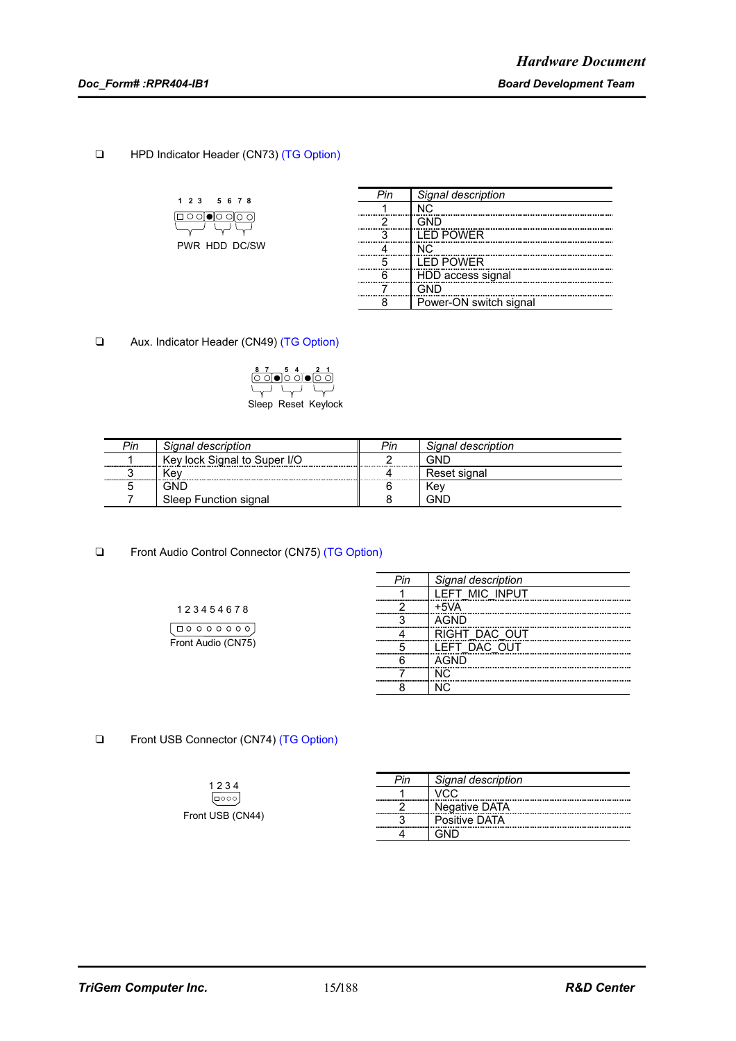- HPD Indicator Header (CN73) (TG Option)

1 2 3   5 6 7 8

PWR  HDD  DC/SW

| Pin | Signal description |
| --- | --- |
| 1 | NC |
| 2 | GND |
| 3 | LED POWER |
| 4 | NC |
| 5 | LED POWER |
| 6 | HDD access signal |
| 7 | GND |
| 8 | Power-ON switch signal |

- Aux. Indicator Header (CN49) (TG Option)

8 7   5 4   2 1

Sleep  Reset  Keylock

| Pin | Signal description | Pin | Signal description |
| --- | --- | --- | --- |
| 1 | Key lock Signal to Super I/O | 2 | GND |
| 3 | Key | 4 | Reset signal |
| 5 | GND | 6 | Key |
| 7 | Sleep Function signal | 8 | GND |

- Front Audio Control Connector (CN75) (TG Option)

1 2 3 4 5 4 6 7 8

Front Audio (CN75)

| Pin | Signal description |
| --- | --- |
| 1 | LEFT_MIC_INPUT |
| 2 | +5VA |
| 3 | AGND |
| 4 | RIGHT_DAC_OUT |
| 5 | LEFT_DAC_OUT |
| 6 | AGND |
| 7 | NC |
| 8 | NC |

- Front USB Connector (CN74) (TG Option)

1 2 3 4

Front USB (CN44)

| Pin | Signal description |
| --- | --- |
| 1 | VCC |
| 2 | Negative DATA |
| 3 | Positive DATA |
| 4 | GND |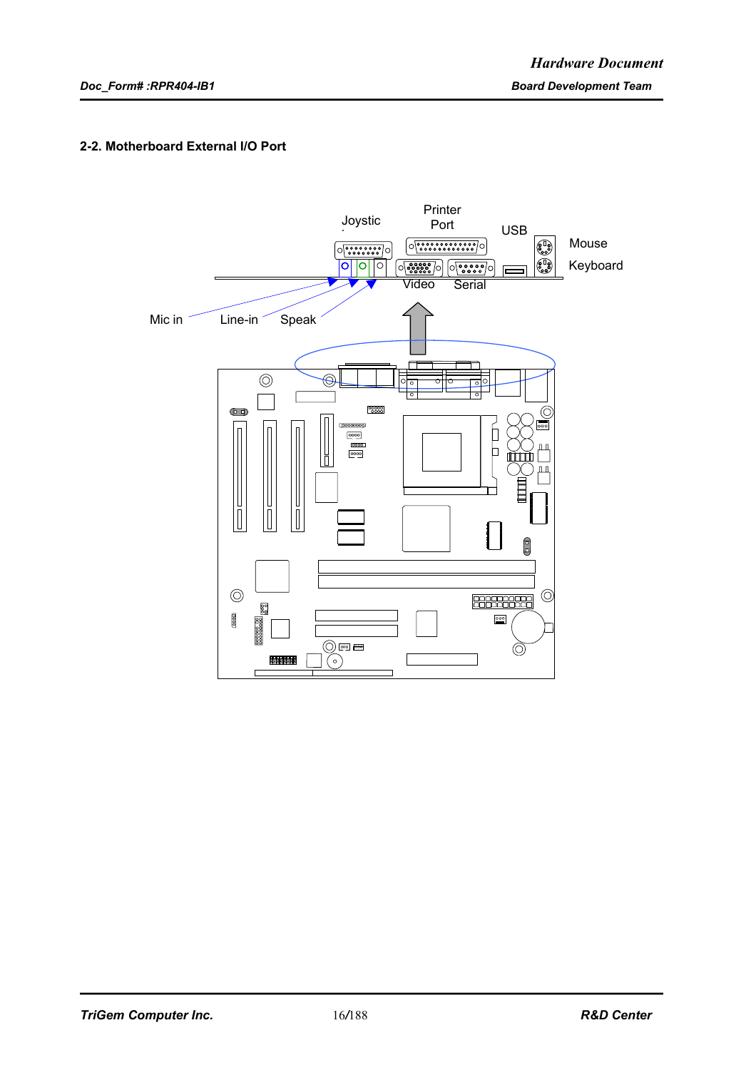## 2-2. Motherboard External I/O Port

Joystic

Printer Port

USB

Mouse

Keyboard

Video

Serial

Mic in

Line-in

Speak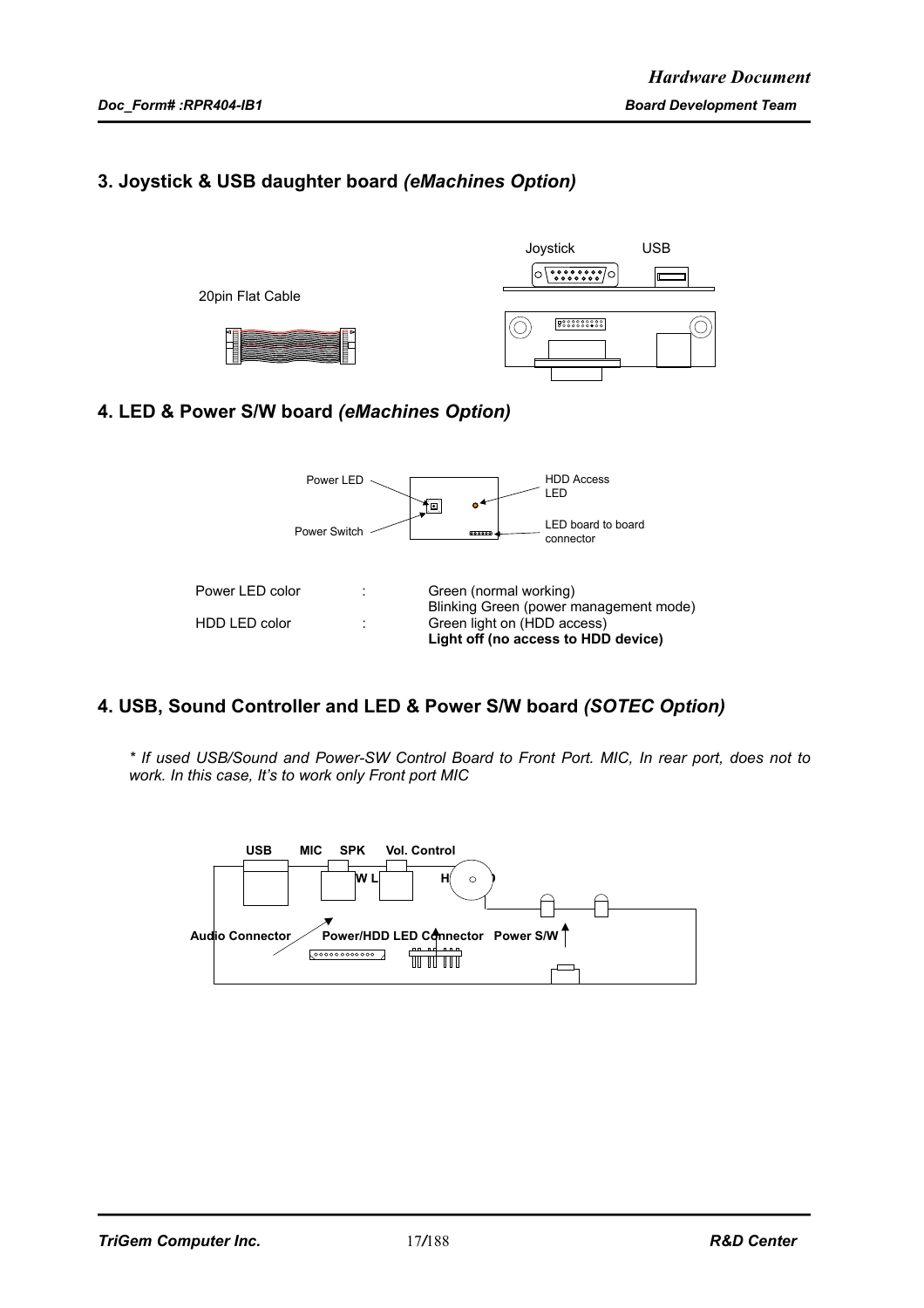## 3. Joystick & USB daughter board *(eMachines Option)*

Joystick USB

20pin Flat Cable

## 4. LED & Power S/W board *(eMachines Option)*

Power LED

HDD Access LED

Power Switch

LED board to board connector

| | | |
|---|---|---|
| Power LED color | : | Green (normal working) |
| | | Blinking Green (power management mode) |
| HDD LED color | : | Green light on (HDD access) |
| | | **Light off (no access to HDD device)** |

## 4. USB, Sound Controller and LED & Power S/W board *(SOTEC Option)*

*\* If used USB/Sound and Power-SW Control Board to Front Port. MIC, In rear port, does not to work. In this case, It's to work only Front port MIC*

**USB MIC SPK Vol. Control**

**Audio Connector Power/HDD LED Connector Power S/W**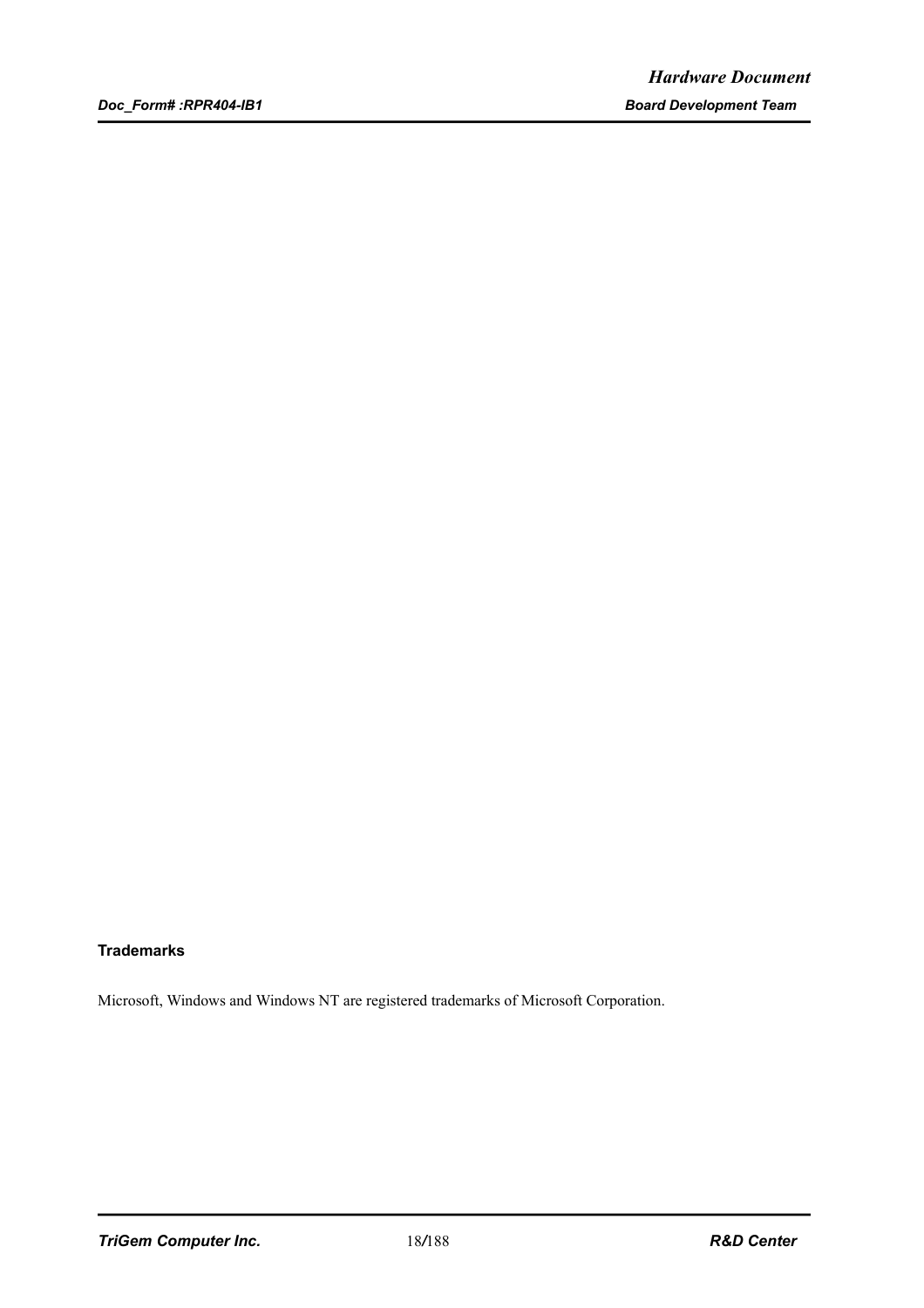**Trademarks**

Microsoft, Windows and Windows NT are registered trademarks of Microsoft Corporation.